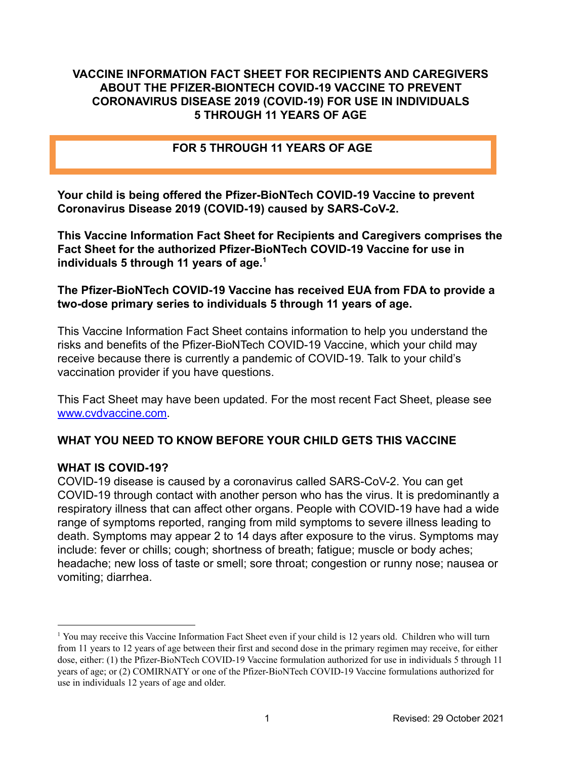# VACCINE INFORMATION FACT SHEET FOR RECIPIENTS AND CAREGIVERS ABOUT THE PFIZER-BIONTECH COVID-19 VACCINE TO PREVENT CORONAVIRUS DISEASE 2019 (COVID-19) FOR USE IN INDIVIDUALS 5 THROUGH 11 YEARS OF AGE

**FOR 5 THROUGH 11 YEARS OF AGE**

**Your child is being offered the Pfizer-BioNTech COVID-19 Vaccine to prevent Coronavirus Disease 2019 (COVID-19) caused by SARS-CoV-2.**

**This Vaccine Information Fact Sheet for Recipients and Caregivers comprises the Fact Sheet for the authorized Pfizer-BioNTech COVID-19 Vaccine for use in individuals 5 through 11 years of age.[1]**

**The Pfizer-BioNTech COVID-19 Vaccine has received EUA from FDA to provide a two-dose primary series to individuals 5 through 11 years of age.**

This Vaccine Information Fact Sheet contains information to help you understand the risks and benefits of the Pfizer-BioNTech COVID-19 Vaccine, which your child may receive because there is currently a pandemic of COVID-19. Talk to your child's vaccination provider if you have questions.

This Fact Sheet may have been updated. For the most recent Fact Sheet, please see www.cvdvaccine.com.

## WHAT YOU NEED TO KNOW BEFORE YOUR CHILD GETS THIS VACCINE

### WHAT IS COVID-19?

COVID-19 disease is caused by a coronavirus called SARS-CoV-2. You can get COVID-19 through contact with another person who has the virus. It is predominantly a respiratory illness that can affect other organs. People with COVID-19 have had a wide range of symptoms reported, ranging from mild symptoms to severe illness leading to death. Symptoms may appear 2 to 14 days after exposure to the virus. Symptoms may include: fever or chills; cough; shortness of breath; fatigue; muscle or body aches; headache; new loss of taste or smell; sore throat; congestion or runny nose; nausea or vomiting; diarrhea.

---

[1] You may receive this Vaccine Information Fact Sheet even if your child is 12 years old. Children who will turn from 11 years to 12 years of age between their first and second dose in the primary regimen may receive, for either dose, either: (1) the Pfizer-BioNTech COVID-19 Vaccine formulation authorized for use in individuals 5 through 11 years of age; or (2) COMIRNATY or one of the Pfizer-BioNTech COVID-19 Vaccine formulations authorized for use in individuals 12 years of age and older.

Revised: 29 October 2021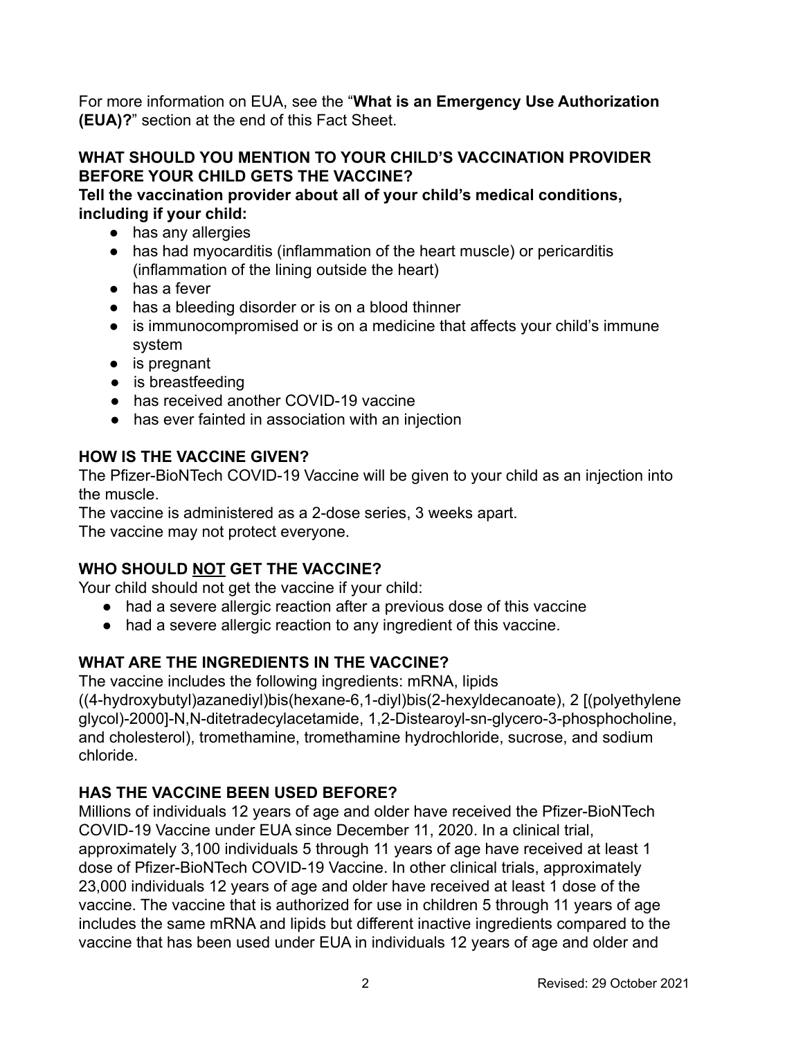For more information on EUA, see the "**What is an Emergency Use Authorization (EUA)?**" section at the end of this Fact Sheet.

## WHAT SHOULD YOU MENTION TO YOUR CHILD'S VACCINATION PROVIDER BEFORE YOUR CHILD GETS THE VACCINE?

**Tell the vaccination provider about all of your child's medical conditions, including if your child:**

- has any allergies
- has had myocarditis (inflammation of the heart muscle) or pericarditis (inflammation of the lining outside the heart)
- has a fever
- has a bleeding disorder or is on a blood thinner
- is immunocompromised or is on a medicine that affects your child's immune system
- is pregnant
- is breastfeeding
- has received another COVID-19 vaccine
- has ever fainted in association with an injection

## HOW IS THE VACCINE GIVEN?

The Pfizer-BioNTech COVID-19 Vaccine will be given to your child as an injection into the muscle.

The vaccine is administered as a 2-dose series, 3 weeks apart.

The vaccine may not protect everyone.

## WHO SHOULD NOT GET THE VACCINE?

Your child should not get the vaccine if your child:

- had a severe allergic reaction after a previous dose of this vaccine
- had a severe allergic reaction to any ingredient of this vaccine.

## WHAT ARE THE INGREDIENTS IN THE VACCINE?

The vaccine includes the following ingredients: mRNA, lipids ((4-hydroxybutyl)azanediyl)bis(hexane-6,1-diyl)bis(2-hexyldecanoate), 2 [(polyethylene glycol)-2000]-N,N-ditetradecylacetamide, 1,2-Distearoyl-sn-glycero-3-phosphocholine, and cholesterol), tromethamine, tromethamine hydrochloride, sucrose, and sodium chloride.

## HAS THE VACCINE BEEN USED BEFORE?

Millions of individuals 12 years of age and older have received the Pfizer-BioNTech COVID-19 Vaccine under EUA since December 11, 2020. In a clinical trial, approximately 3,100 individuals 5 through 11 years of age have received at least 1 dose of Pfizer-BioNTech COVID-19 Vaccine. In other clinical trials, approximately 23,000 individuals 12 years of age and older have received at least 1 dose of the vaccine. The vaccine that is authorized for use in children 5 through 11 years of age includes the same mRNA and lipids but different inactive ingredients compared to the vaccine that has been used under EUA in individuals 12 years of age and older and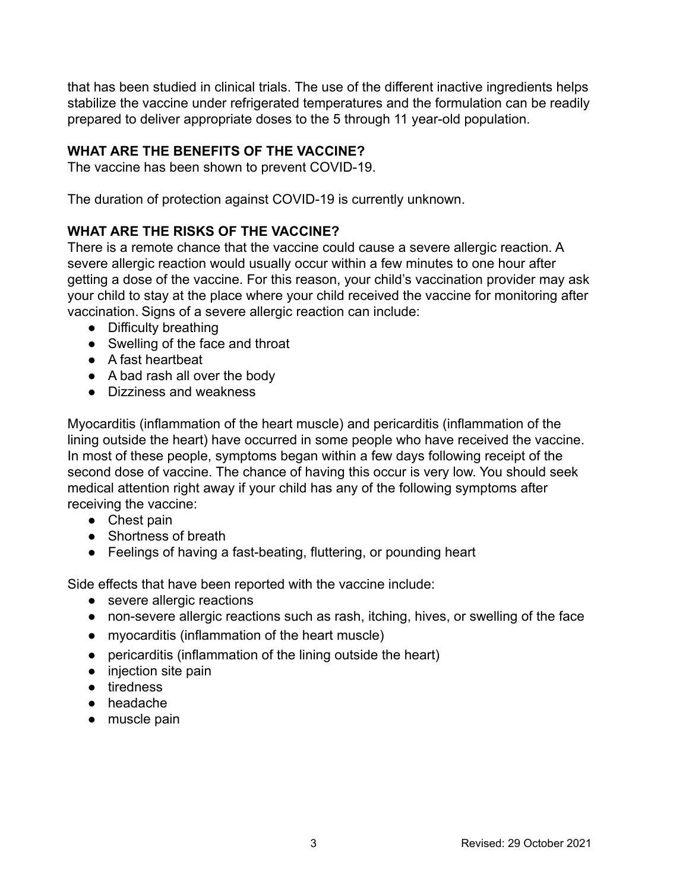that has been studied in clinical trials. The use of the different inactive ingredients helps stabilize the vaccine under refrigerated temperatures and the formulation can be readily prepared to deliver appropriate doses to the 5 through 11 year-old population.

**WHAT ARE THE BENEFITS OF THE VACCINE?**

The vaccine has been shown to prevent COVID-19.

The duration of protection against COVID-19 is currently unknown.

**WHAT ARE THE RISKS OF THE VACCINE?**

There is a remote chance that the vaccine could cause a severe allergic reaction. A severe allergic reaction would usually occur within a few minutes to one hour after getting a dose of the vaccine. For this reason, your child's vaccination provider may ask your child to stay at the place where your child received the vaccine for monitoring after vaccination. Signs of a severe allergic reaction can include:

- Difficulty breathing
- Swelling of the face and throat
- A fast heartbeat
- A bad rash all over the body
- Dizziness and weakness

Myocarditis (inflammation of the heart muscle) and pericarditis (inflammation of the lining outside the heart) have occurred in some people who have received the vaccine. In most of these people, symptoms began within a few days following receipt of the second dose of vaccine. The chance of having this occur is very low. You should seek medical attention right away if your child has any of the following symptoms after receiving the vaccine:

- Chest pain
- Shortness of breath
- Feelings of having a fast-beating, fluttering, or pounding heart

Side effects that have been reported with the vaccine include:

- severe allergic reactions
- non-severe allergic reactions such as rash, itching, hives, or swelling of the face
- myocarditis (inflammation of the heart muscle)
- pericarditis (inflammation of the lining outside the heart)
- injection site pain
- tiredness
- headache
- muscle pain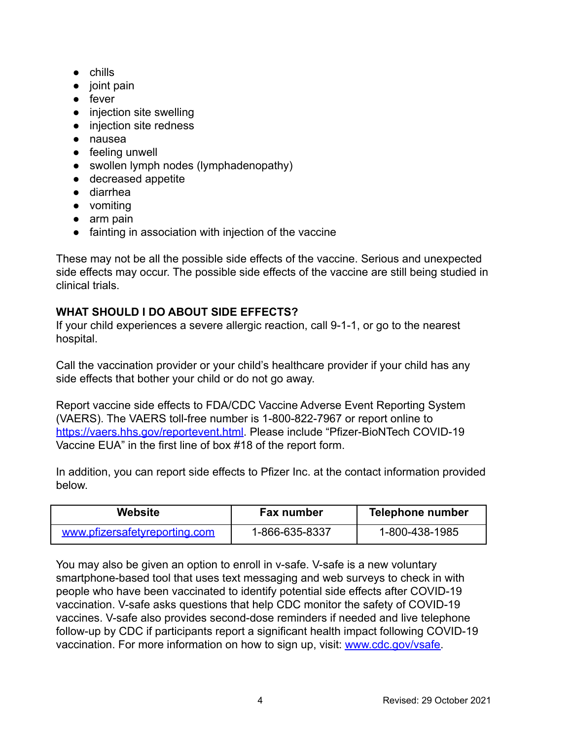- chills
- joint pain
- fever
- injection site swelling
- injection site redness
- nausea
- feeling unwell
- swollen lymph nodes (lymphadenopathy)
- decreased appetite
- diarrhea
- vomiting
- arm pain
- fainting in association with injection of the vaccine

These may not be all the possible side effects of the vaccine. Serious and unexpected side effects may occur. The possible side effects of the vaccine are still being studied in clinical trials.

**WHAT SHOULD I DO ABOUT SIDE EFFECTS?**

If your child experiences a severe allergic reaction, call 9-1-1, or go to the nearest hospital.

Call the vaccination provider or your child's healthcare provider if your child has any side effects that bother your child or do not go away.

Report vaccine side effects to FDA/CDC Vaccine Adverse Event Reporting System (VAERS). The VAERS toll-free number is 1-800-822-7967 or report online to https://vaers.hhs.gov/reportevent.html. Please include "Pfizer-BioNTech COVID-19 Vaccine EUA" in the first line of box #18 of the report form.

In addition, you can report side effects to Pfizer Inc. at the contact information provided below.

| Website | Fax number | Telephone number |
|---|---|---|
| www.pfizersafetyreporting.com | 1-866-635-8337 | 1-800-438-1985 |

You may also be given an option to enroll in v-safe. V-safe is a new voluntary smartphone-based tool that uses text messaging and web surveys to check in with people who have been vaccinated to identify potential side effects after COVID-19 vaccination. V-safe asks questions that help CDC monitor the safety of COVID-19 vaccines. V-safe also provides second-dose reminders if needed and live telephone follow-up by CDC if participants report a significant health impact following COVID-19 vaccination. For more information on how to sign up, visit: www.cdc.gov/vsafe.

Revised: 29 October 2021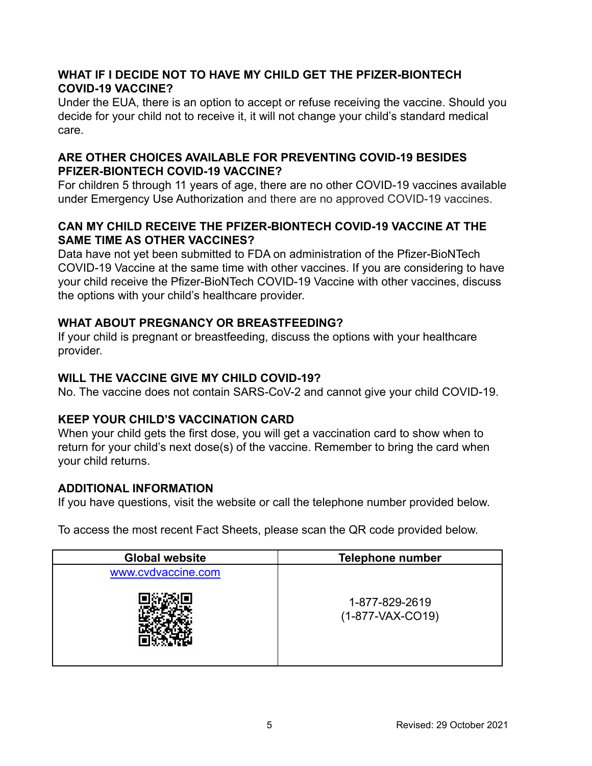## WHAT IF I DECIDE NOT TO HAVE MY CHILD GET THE PFIZER-BIONTECH COVID-19 VACCINE?

Under the EUA, there is an option to accept or refuse receiving the vaccine. Should you decide for your child not to receive it, it will not change your child's standard medical care.

## ARE OTHER CHOICES AVAILABLE FOR PREVENTING COVID-19 BESIDES PFIZER-BIONTECH COVID-19 VACCINE?

For children 5 through 11 years of age, there are no other COVID-19 vaccines available under Emergency Use Authorization and there are no approved COVID-19 vaccines.

## CAN MY CHILD RECEIVE THE PFIZER-BIONTECH COVID-19 VACCINE AT THE SAME TIME AS OTHER VACCINES?

Data have not yet been submitted to FDA on administration of the Pfizer-BioNTech COVID-19 Vaccine at the same time with other vaccines. If you are considering to have your child receive the Pfizer-BioNTech COVID-19 Vaccine with other vaccines, discuss the options with your child's healthcare provider.

## WHAT ABOUT PREGNANCY OR BREASTFEEDING?

If your child is pregnant or breastfeeding, discuss the options with your healthcare provider.

## WILL THE VACCINE GIVE MY CHILD COVID-19?

No. The vaccine does not contain SARS-CoV-2 and cannot give your child COVID-19.

## KEEP YOUR CHILD'S VACCINATION CARD

When your child gets the first dose, you will get a vaccination card to show when to return for your child's next dose(s) of the vaccine. Remember to bring the card when your child returns.

## ADDITIONAL INFORMATION

If you have questions, visit the website or call the telephone number provided below.

To access the most recent Fact Sheets, please scan the QR code provided below.

| Global website | Telephone number |
|---|---|
| www.cvdvaccine.com | 1-877-829-2619<br>(1-877-VAX-CO19) |

Revised: 29 October 2021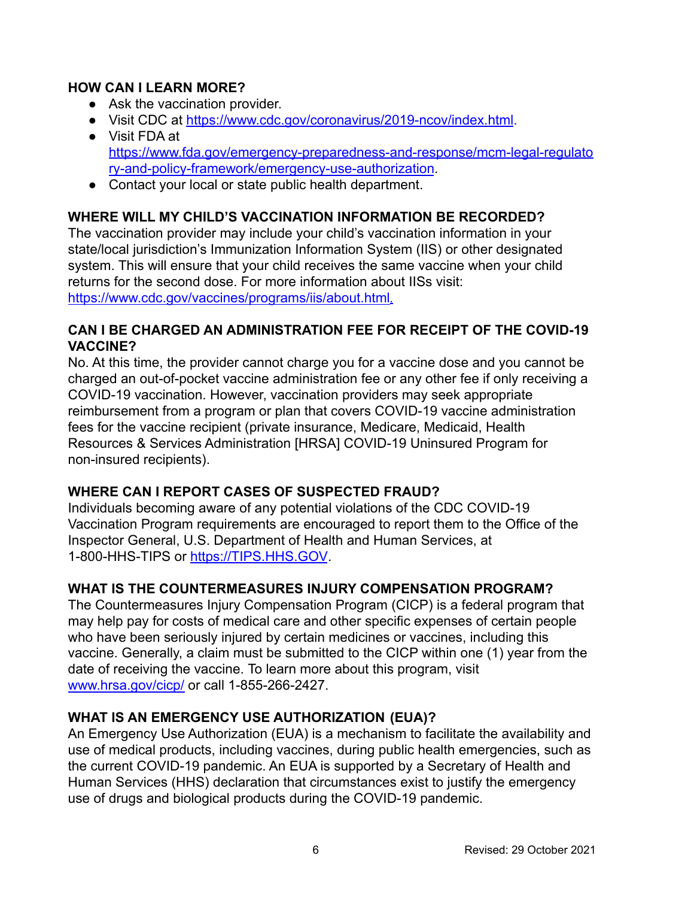**HOW CAN I LEARN MORE?**

- Ask the vaccination provider.
- Visit CDC at https://www.cdc.gov/coronavirus/2019-ncov/index.html.
- Visit FDA at https://www.fda.gov/emergency-preparedness-and-response/mcm-legal-regulatory-and-policy-framework/emergency-use-authorization.
- Contact your local or state public health department.

**WHERE WILL MY CHILD'S VACCINATION INFORMATION BE RECORDED?**

The vaccination provider may include your child's vaccination information in your state/local jurisdiction's Immunization Information System (IIS) or other designated system. This will ensure that your child receives the same vaccine when your child returns for the second dose. For more information about IISs visit: https://www.cdc.gov/vaccines/programs/iis/about.html.

**CAN I BE CHARGED AN ADMINISTRATION FEE FOR RECEIPT OF THE COVID-19 VACCINE?**

No. At this time, the provider cannot charge you for a vaccine dose and you cannot be charged an out-of-pocket vaccine administration fee or any other fee if only receiving a COVID-19 vaccination. However, vaccination providers may seek appropriate reimbursement from a program or plan that covers COVID-19 vaccine administration fees for the vaccine recipient (private insurance, Medicare, Medicaid, Health Resources & Services Administration [HRSA] COVID-19 Uninsured Program for non-insured recipients).

**WHERE CAN I REPORT CASES OF SUSPECTED FRAUD?**

Individuals becoming aware of any potential violations of the CDC COVID-19 Vaccination Program requirements are encouraged to report them to the Office of the Inspector General, U.S. Department of Health and Human Services, at 1-800-HHS-TIPS or https://TIPS.HHS.GOV.

**WHAT IS THE COUNTERMEASURES INJURY COMPENSATION PROGRAM?**

The Countermeasures Injury Compensation Program (CICP) is a federal program that may help pay for costs of medical care and other specific expenses of certain people who have been seriously injured by certain medicines or vaccines, including this vaccine. Generally, a claim must be submitted to the CICP within one (1) year from the date of receiving the vaccine. To learn more about this program, visit www.hrsa.gov/cicp/ or call 1-855-266-2427.

**WHAT IS AN EMERGENCY USE AUTHORIZATION (EUA)?**

An Emergency Use Authorization (EUA) is a mechanism to facilitate the availability and use of medical products, including vaccines, during public health emergencies, such as the current COVID-19 pandemic. An EUA is supported by a Secretary of Health and Human Services (HHS) declaration that circumstances exist to justify the emergency use of drugs and biological products during the COVID-19 pandemic.

Revised: 29 October 2021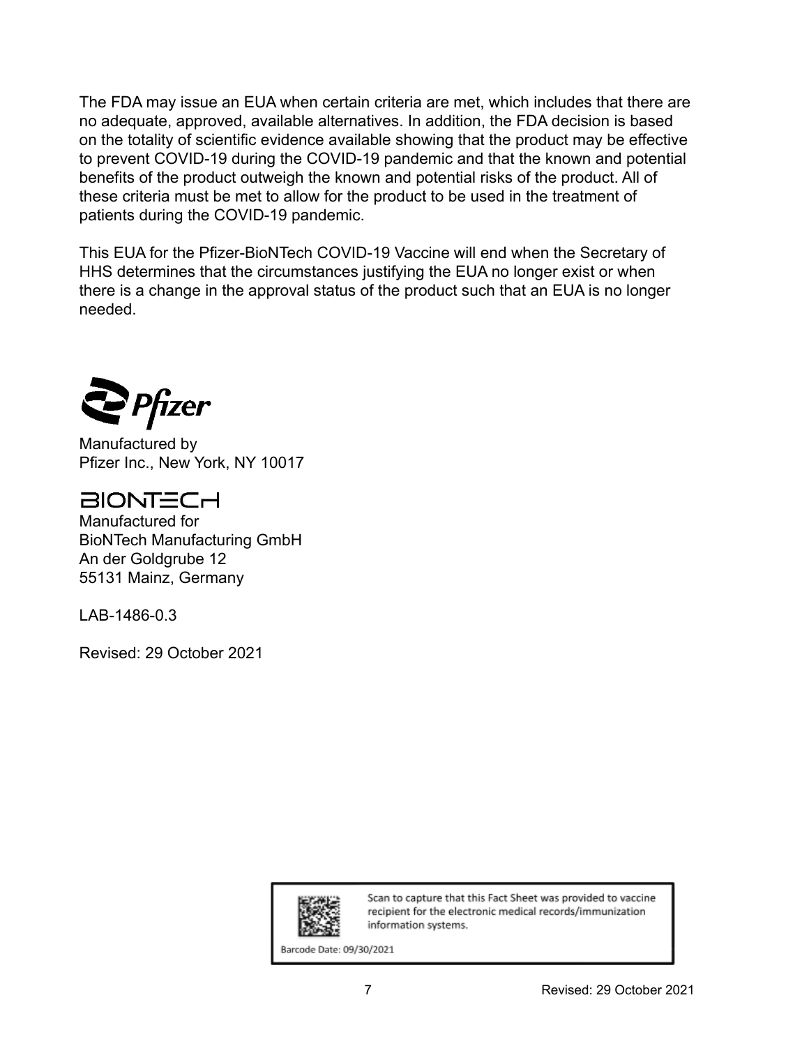The FDA may issue an EUA when certain criteria are met, which includes that there are no adequate, approved, available alternatives. In addition, the FDA decision is based on the totality of scientific evidence available showing that the product may be effective to prevent COVID-19 during the COVID-19 pandemic and that the known and potential benefits of the product outweigh the known and potential risks of the product. All of these criteria must be met to allow for the product to be used in the treatment of patients during the COVID-19 pandemic.

This EUA for the Pfizer-BioNTech COVID-19 Vaccine will end when the Secretary of HHS determines that the circumstances justifying the EUA no longer exist or when there is a change in the approval status of the product such that an EUA is no longer needed.

Pfizer

Manufactured by
Pfizer Inc., New York, NY 10017

BIONTECH

Manufactured for
BioNTech Manufacturing GmbH
An der Goldgrube 12
55131 Mainz, Germany

LAB-1486-0.3

Revised: 29 October 2021

Scan to capture that this Fact Sheet was provided to vaccine recipient for the electronic medical records/immunization information systems.

Barcode Date: 09/30/2021